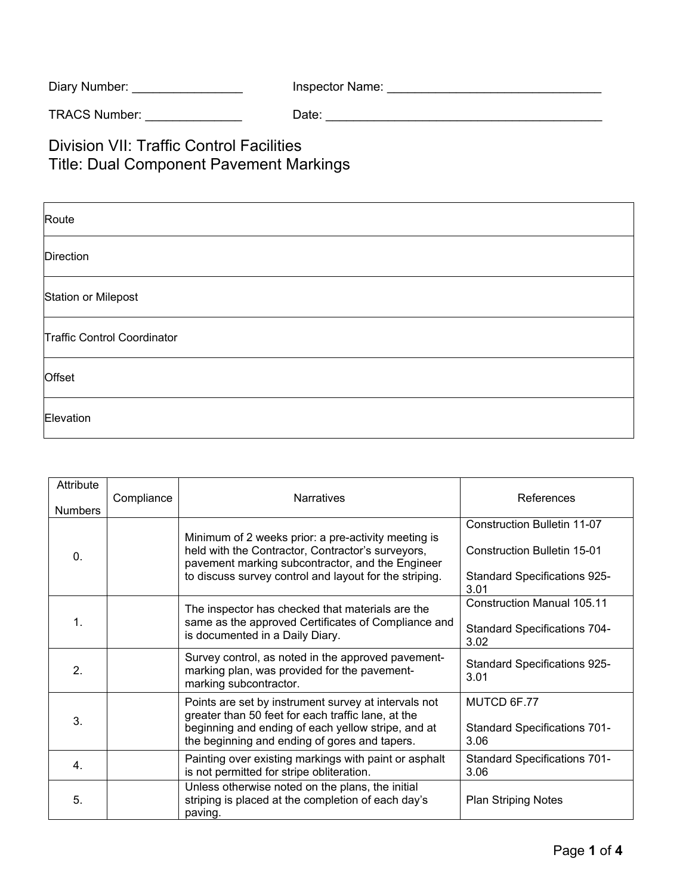Diary Number: ________________ Inspector Name: ________________________________

TRACS Number: ______________ Date: __________________________________________

# Division VII: Traffic Control Facilities
## Title: Dual Component Pavement Markings

| Route |
|---|
| Direction |
| Station or Milepost |
| Traffic Control Coordinator |
| Offset |
| Elevation |

| Attribute Numbers | Compliance | Narratives | References |
|---|---|---|---|
| 0. | | Minimum of 2 weeks prior: a pre-activity meeting is held with the Contractor, Contractor's surveyors, pavement marking subcontractor, and the Engineer to discuss survey control and layout for the striping. | Construction Bulletin 11-07<br><br>Construction Bulletin 15-01<br><br>Standard Specifications 925-3.01 |
| 1. | | The inspector has checked that materials are the same as the approved Certificates of Compliance and is documented in a Daily Diary. | Construction Manual 105.11<br><br>Standard Specifications 704-3.02 |
| 2. | | Survey control, as noted in the approved pavement-marking plan, was provided for the pavement-marking subcontractor. | Standard Specifications 925-3.01 |
| 3. | | Points are set by instrument survey at intervals not greater than 50 feet for each traffic lane, at the beginning and ending of each yellow stripe, and at the beginning and ending of gores and tapers. | MUTCD 6F.77<br><br>Standard Specifications 701-3.06 |
| 4. | | Painting over existing markings with paint or asphalt is not permitted for stripe obliteration. | Standard Specifications 701-3.06 |
| 5. | | Unless otherwise noted on the plans, the initial striping is placed at the completion of each day's paving. | Plan Striping Notes |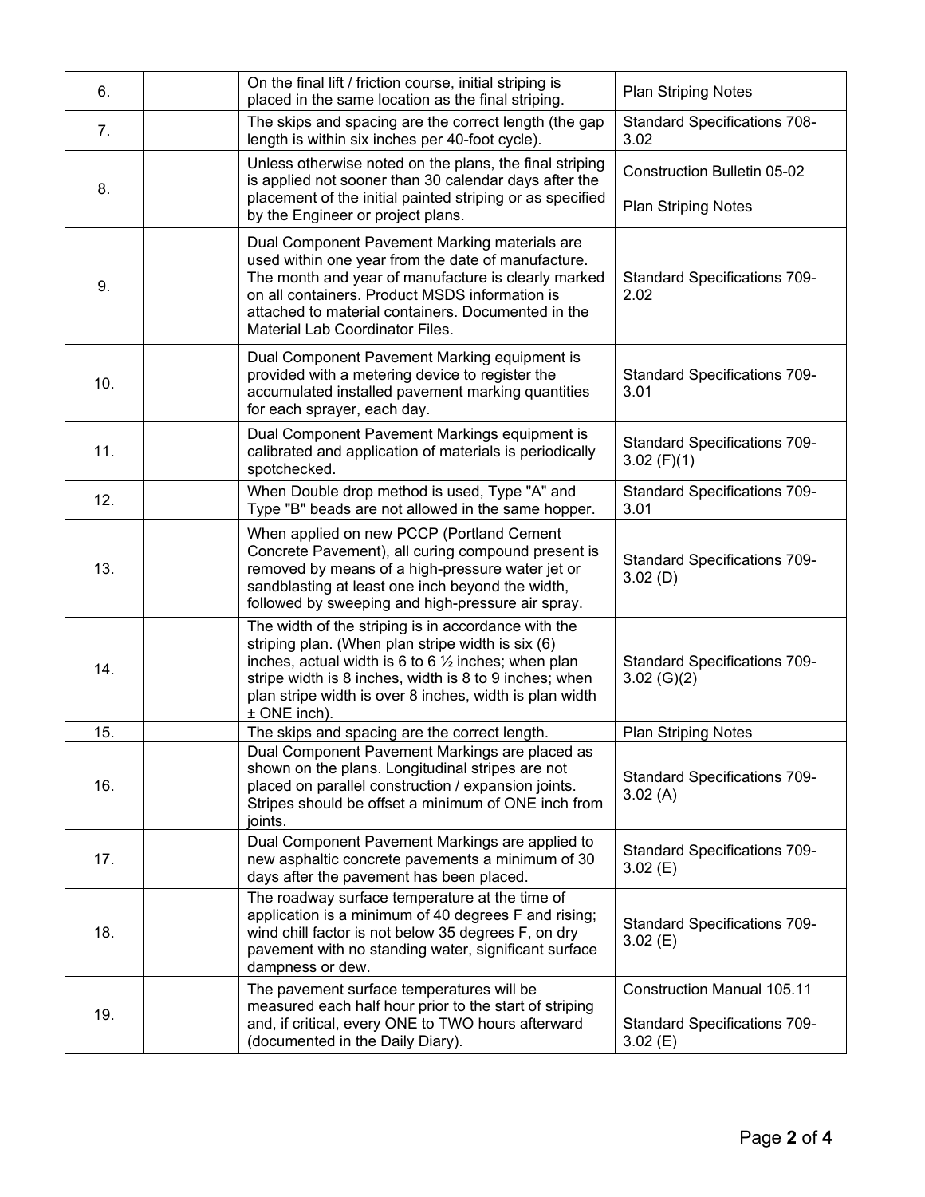|  |  |  |  |
|---|---|---|---|
| 6. |  | On the final lift / friction course, initial striping is placed in the same location as the final striping. | Plan Striping Notes |
| 7. |  | The skips and spacing are the correct length (the gap length is within six inches per 40-foot cycle). | Standard Specifications 708-3.02 |
| 8. |  | Unless otherwise noted on the plans, the final striping is applied not sooner than 30 calendar days after the placement of the initial painted striping or as specified by the Engineer or project plans. | Construction Bulletin 05-02<br><br>Plan Striping Notes |
| 9. |  | Dual Component Pavement Marking materials are used within one year from the date of manufacture. The month and year of manufacture is clearly marked on all containers. Product MSDS information is attached to material containers. Documented in the Material Lab Coordinator Files. | Standard Specifications 709-2.02 |
| 10. |  | Dual Component Pavement Marking equipment is provided with a metering device to register the accumulated installed pavement marking quantities for each sprayer, each day. | Standard Specifications 709-3.01 |
| 11. |  | Dual Component Pavement Markings equipment is calibrated and application of materials is periodically spotchecked. | Standard Specifications 709-3.02 (F)(1) |
| 12. |  | When Double drop method is used, Type "A" and Type "B" beads are not allowed in the same hopper. | Standard Specifications 709-3.01 |
| 13. |  | When applied on new PCCP (Portland Cement Concrete Pavement), all curing compound present is removed by means of a high-pressure water jet or sandblasting at least one inch beyond the width, followed by sweeping and high-pressure air spray. | Standard Specifications 709-3.02 (D) |
| 14. |  | The width of the striping is in accordance with the striping plan. (When plan stripe width is six (6) inches, actual width is 6 to 6 ½ inches; when plan stripe width is 8 inches, width is 8 to 9 inches; when plan stripe width is over 8 inches, width is plan width ± ONE inch). | Standard Specifications 709-3.02 (G)(2) |
| 15. |  | The skips and spacing are the correct length. | Plan Striping Notes |
| 16. |  | Dual Component Pavement Markings are placed as shown on the plans. Longitudinal stripes are not placed on parallel construction / expansion joints. Stripes should be offset a minimum of ONE inch from joints. | Standard Specifications 709-3.02 (A) |
| 17. |  | Dual Component Pavement Markings are applied to new asphaltic concrete pavements a minimum of 30 days after the pavement has been placed. | Standard Specifications 709-3.02 (E) |
| 18. |  | The roadway surface temperature at the time of application is a minimum of 40 degrees F and rising; wind chill factor is not below 35 degrees F, on dry pavement with no standing water, significant surface dampness or dew. | Standard Specifications 709-3.02 (E) |
| 19. |  | The pavement surface temperatures will be measured each half hour prior to the start of striping and, if critical, every ONE to TWO hours afterward (documented in the Daily Diary). | Construction Manual 105.11<br><br>Standard Specifications 709-3.02 (E) |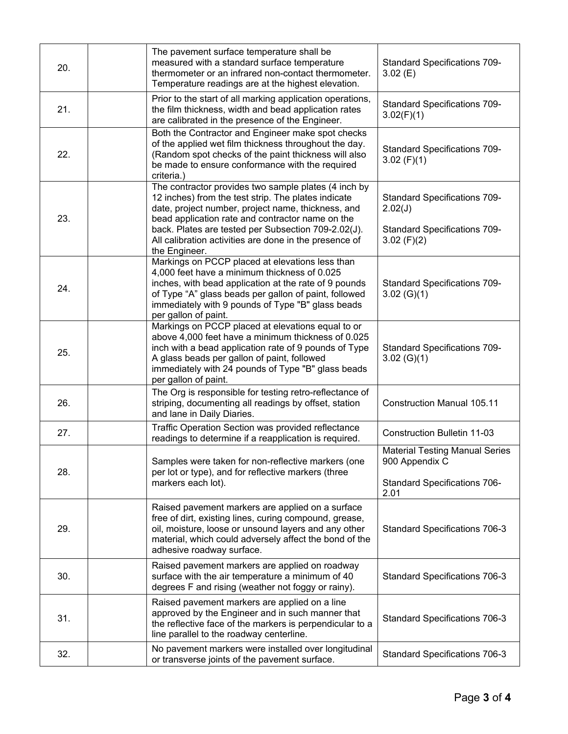| | | | |
|---|---|---|---|
| 20. | | The pavement surface temperature shall be measured with a standard surface temperature thermometer or an infrared non-contact thermometer. Temperature readings are at the highest elevation. | Standard Specifications 709-3.02 (E) |
| 21. | | Prior to the start of all marking application operations, the film thickness, width and bead application rates are calibrated in the presence of the Engineer. | Standard Specifications 709-3.02(F)(1) |
| 22. | | Both the Contractor and Engineer make spot checks of the applied wet film thickness throughout the day. (Random spot checks of the paint thickness will also be made to ensure conformance with the required criteria.) | Standard Specifications 709-3.02 (F)(1) |
| 23. | | The contractor provides two sample plates (4 inch by 12 inches) from the test strip. The plates indicate date, project number, project name, thickness, and bead application rate and contractor name on the back. Plates are tested per Subsection 709-2.02(J). All calibration activities are done in the presence of the Engineer. | Standard Specifications 709-2.02(J)<br><br>Standard Specifications 709-3.02 (F)(2) |
| 24. | | Markings on PCCP placed at elevations less than 4,000 feet have a minimum thickness of 0.025 inches, with bead application at the rate of 9 pounds of Type "A" glass beads per gallon of paint, followed immediately with 9 pounds of Type "B" glass beads per gallon of paint. | Standard Specifications 709-3.02 (G)(1) |
| 25. | | Markings on PCCP placed at elevations equal to or above 4,000 feet have a minimum thickness of 0.025 inch with a bead application rate of 9 pounds of Type A glass beads per gallon of paint, followed immediately with 24 pounds of Type "B" glass beads per gallon of paint. | Standard Specifications 709-3.02 (G)(1) |
| 26. | | The Org is responsible for testing retro-reflectance of striping, documenting all readings by offset, station and lane in Daily Diaries. | Construction Manual 105.11 |
| 27. | | Traffic Operation Section was provided reflectance readings to determine if a reapplication is required. | Construction Bulletin 11-03 |
| 28. | | Samples were taken for non-reflective markers (one per lot or type), and for reflective markers (three markers each lot). | Material Testing Manual Series 900 Appendix C<br><br>Standard Specifications 706-2.01 |
| 29. | | Raised pavement markers are applied on a surface free of dirt, existing lines, curing compound, grease, oil, moisture, loose or unsound layers and any other material, which could adversely affect the bond of the adhesive roadway surface. | Standard Specifications 706-3 |
| 30. | | Raised pavement markers are applied on roadway surface with the air temperature a minimum of 40 degrees F and rising (weather not foggy or rainy). | Standard Specifications 706-3 |
| 31. | | Raised pavement markers are applied on a line approved by the Engineer and in such manner that the reflective face of the markers is perpendicular to a line parallel to the roadway centerline. | Standard Specifications 706-3 |
| 32. | | No pavement markers were installed over longitudinal or transverse joints of the pavement surface. | Standard Specifications 706-3 |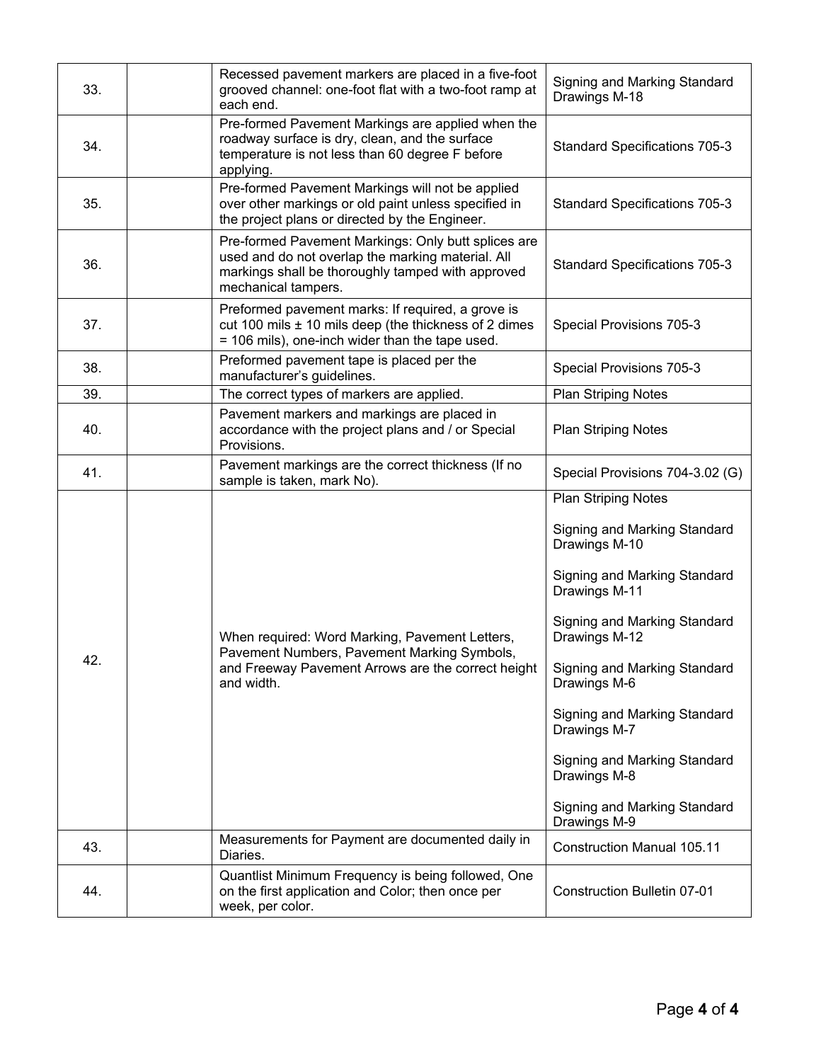| | | | |
|---|---|---|---|
| 33. | | Recessed pavement markers are placed in a five-foot grooved channel: one-foot flat with a two-foot ramp at each end. | Signing and Marking Standard Drawings M-18 |
| 34. | | Pre-formed Pavement Markings are applied when the roadway surface is dry, clean, and the surface temperature is not less than 60 degree F before applying. | Standard Specifications 705-3 |
| 35. | | Pre-formed Pavement Markings will not be applied over other markings or old paint unless specified in the project plans or directed by the Engineer. | Standard Specifications 705-3 |
| 36. | | Pre-formed Pavement Markings: Only butt splices are used and do not overlap the marking material. All markings shall be thoroughly tamped with approved mechanical tampers. | Standard Specifications 705-3 |
| 37. | | Preformed pavement marks: If required, a grove is cut 100 mils ± 10 mils deep (the thickness of 2 dimes = 106 mils), one-inch wider than the tape used. | Special Provisions 705-3 |
| 38. | | Preformed pavement tape is placed per the manufacturer's guidelines. | Special Provisions 705-3 |
| 39. | | The correct types of markers are applied. | Plan Striping Notes |
| 40. | | Pavement markers and markings are placed in accordance with the project plans / or Special Provisions. | Plan Striping Notes |
| 41. | | Pavement markings are the correct thickness (If no sample is taken, mark No). | Special Provisions 704-3.02 (G) |
| 42. | | When required: Word Marking, Pavement Letters, Pavement Numbers, Pavement Marking Symbols, and Freeway Pavement Arrows are the correct height and width. | Plan Striping Notes<br><br>Signing and Marking Standard Drawings M-10<br><br>Signing and Marking Standard Drawings M-11<br><br>Signing and Marking Standard Drawings M-12<br><br>Signing and Marking Standard Drawings M-6<br><br>Signing and Marking Standard Drawings M-7<br><br>Signing and Marking Standard Drawings M-8<br><br>Signing and Marking Standard Drawings M-9 |
| 43. | | Measurements for Payment are documented daily in Diaries. | Construction Manual 105.11 |
| 44. | | Quantlist Minimum Frequency is being followed, One on the first application and Color; then once per week, per color. | Construction Bulletin 07-01 |